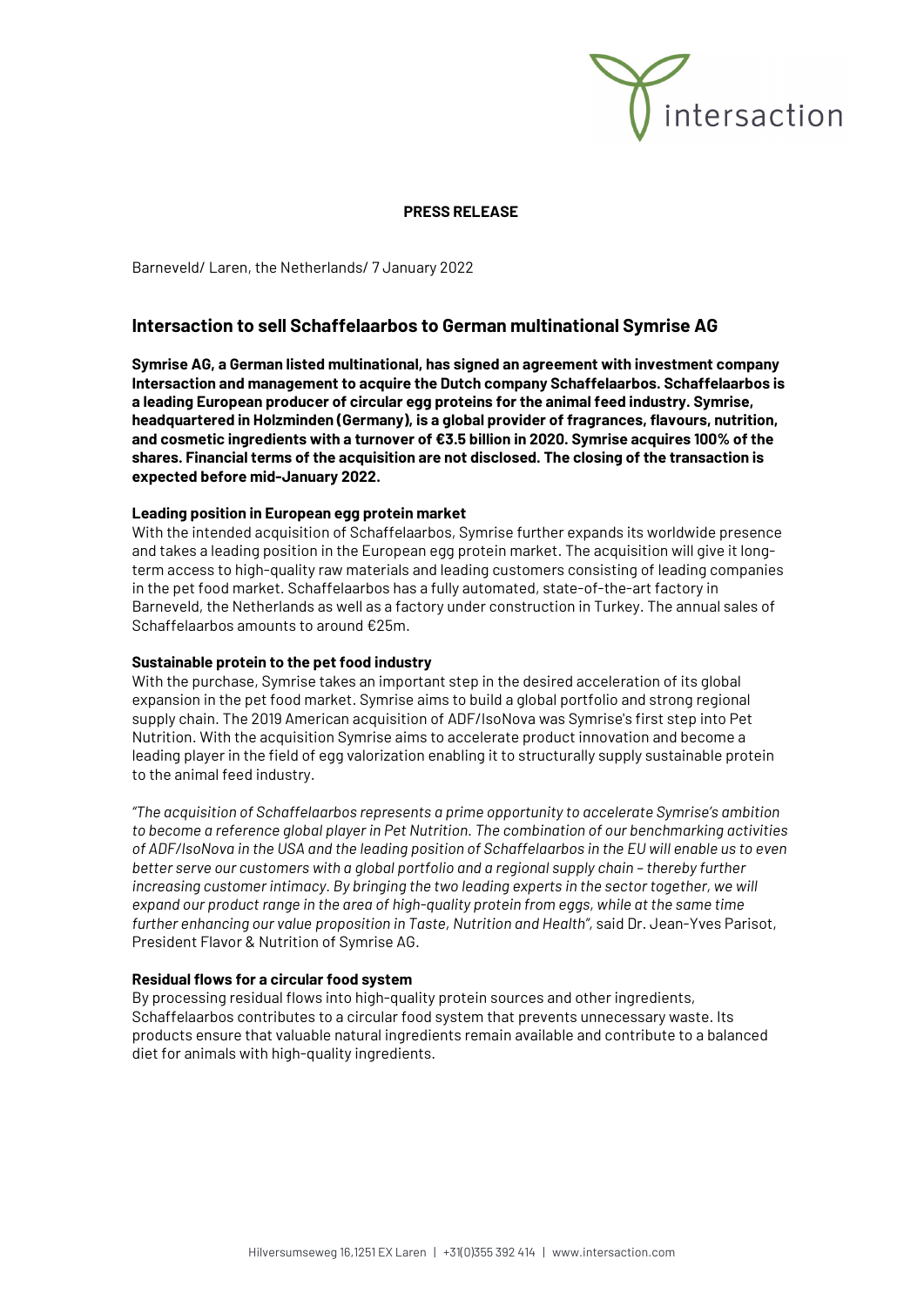**PRESS RELEASE**

Barneveld/ Laren, the Netherlands/ 7 January 2022

# Intersaction to sell Schaffelaarbos to German multinational Symrise AG

**Symrise AG, a German listed multinational, has signed an agreement with investment company Intersaction and management to acquire the Dutch company Schaffelaarbos. Schaffelaarbos is a leading European producer of circular egg proteins for the animal feed industry. Symrise, headquartered in Holzminden (Germany), is a global provider of fragrances, flavours, nutrition, and cosmetic ingredients with a turnover of €3.5 billion in 2020. Symrise acquires 100% of the shares. Financial terms of the acquisition are not disclosed. The closing of the transaction is expected before mid-January 2022.**

## Leading position in European egg protein market

With the intended acquisition of Schaffelaarbos, Symrise further expands its worldwide presence and takes a leading position in the European egg protein market. The acquisition will give it long-term access to high-quality raw materials and leading customers consisting of leading companies in the pet food market. Schaffelaarbos has a fully automated, state-of-the-art factory in Barneveld, the Netherlands as well as a factory under construction in Turkey. The annual sales of Schaffelaarbos amounts to around €25m.

## Sustainable protein to the pet food industry

With the purchase, Symrise takes an important step in the desired acceleration of its global expansion in the pet food market. Symrise aims to build a global portfolio and strong regional supply chain. The 2019 American acquisition of ADF/IsoNova was Symrise's first step into Pet Nutrition. With the acquisition Symrise aims to accelerate product innovation and become a leading player in the field of egg valorization enabling it to structurally supply sustainable protein to the animal feed industry.

*"The acquisition of Schaffelaarbos represents a prime opportunity to accelerate Symrise's ambition to become a reference global player in Pet Nutrition. The combination of our benchmarking activities of ADF/IsoNova in the USA and the leading position of Schaffelaarbos in the EU will enable us to even better serve our customers with a global portfolio and a regional supply chain – thereby further increasing customer intimacy. By bringing the two leading experts in the sector together, we will expand our product range in the area of high-quality protein from eggs, while at the same time further enhancing our value proposition in Taste, Nutrition and Health",* said Dr. Jean-Yves Parisot, President Flavor & Nutrition of Symrise AG.

## Residual flows for a circular food system

By processing residual flows into high-quality protein sources and other ingredients, Schaffelaarbos contributes to a circular food system that prevents unnecessary waste. Its products ensure that valuable natural ingredients remain available and contribute to a balanced diet for animals with high-quality ingredients.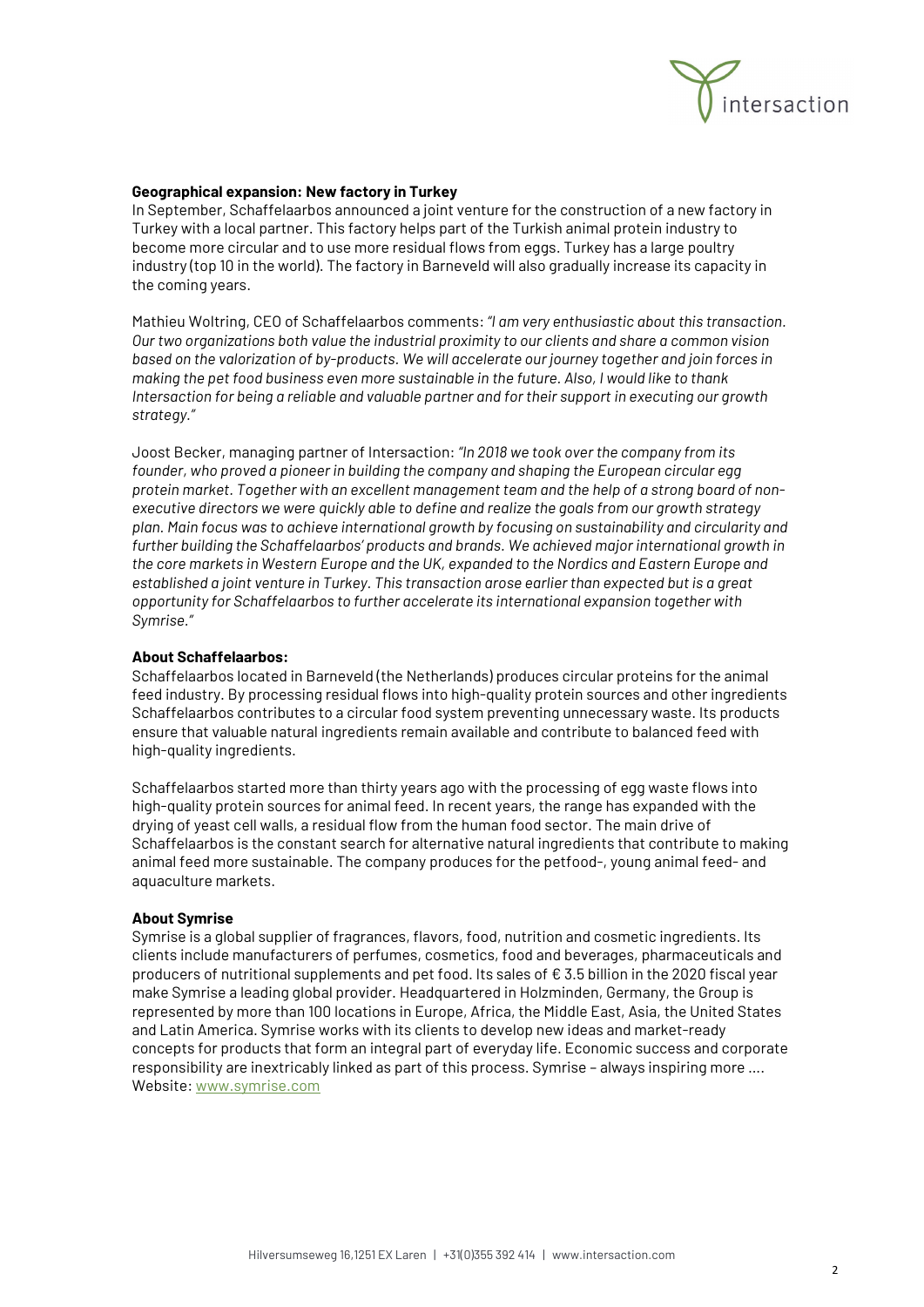**Geographical expansion: New factory in Turkey**

In September, Schaffelaarbos announced a joint venture for the construction of a new factory in Turkey with a local partner. This factory helps part of the Turkish animal protein industry to become more circular and to use more residual flows from eggs. Turkey has a large poultry industry (top 10 in the world). The factory in Barneveld will also gradually increase its capacity in the coming years.

Mathieu Woltring, CEO of Schaffelaarbos comments: *"I am very enthusiastic about this transaction. Our two organizations both value the industrial proximity to our clients and share a common vision based on the valorization of by-products. We will accelerate our journey together and join forces in making the pet food business even more sustainable in the future. Also, I would like to thank Intersaction for being a reliable and valuable partner and for their support in executing our growth strategy."*

Joost Becker, managing partner of Intersaction: *"In 2018 we took over the company from its founder, who proved a pioneer in building the company and shaping the European circular egg protein market. Together with an excellent management team and the help of a strong board of non-executive directors we were quickly able to define and realize the goals from our growth strategy plan. Main focus was to achieve international growth by focusing on sustainability and circularity and further building the Schaffelaarbos' products and brands. We achieved major international growth in the core markets in Western Europe and the UK, expanded to the Nordics and Eastern Europe and established a joint venture in Turkey. This transaction arose earlier than expected but is a great opportunity for Schaffelaarbos to further accelerate its international expansion together with Symrise."*

**About Schaffelaarbos:**

Schaffelaarbos located in Barneveld (the Netherlands) produces circular proteins for the animal feed industry. By processing residual flows into high-quality protein sources and other ingredients Schaffelaarbos contributes to a circular food system preventing unnecessary waste. Its products ensure that valuable natural ingredients remain available and contribute to balanced feed with high-quality ingredients.

Schaffelaarbos started more than thirty years ago with the processing of egg waste flows into high-quality protein sources for animal feed. In recent years, the range has expanded with the drying of yeast cell walls, a residual flow from the human food sector. The main drive of Schaffelaarbos is the constant search for alternative natural ingredients that contribute to making animal feed more sustainable. The company produces for the petfood-, young animal feed- and aquaculture markets.

**About Symrise**

Symrise is a global supplier of fragrances, flavors, food, nutrition and cosmetic ingredients. Its clients include manufacturers of perfumes, cosmetics, food and beverages, pharmaceuticals and producers of nutritional supplements and pet food. Its sales of € 3.5 billion in the 2020 fiscal year make Symrise a leading global provider. Headquartered in Holzminden, Germany, the Group is represented by more than 100 locations in Europe, Africa, the Middle East, Asia, the United States and Latin America. Symrise works with its clients to develop new ideas and market-ready concepts for products that form an integral part of everyday life. Economic success and corporate responsibility are inextricably linked as part of this process. Symrise – always inspiring more .... Website: www.symrise.com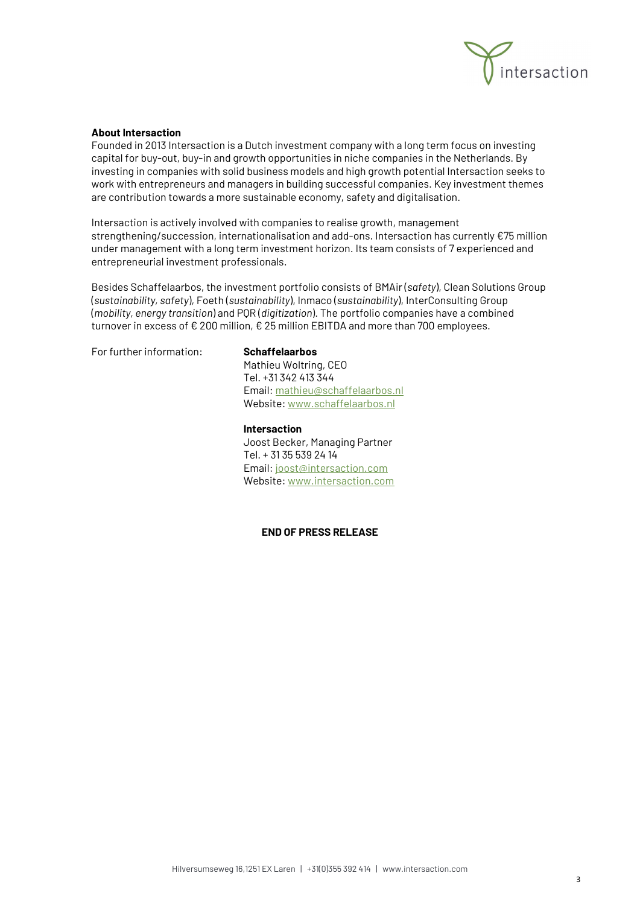**About Intersaction**

Founded in 2013 Intersaction is a Dutch investment company with a long term focus on investing capital for buy-out, buy-in and growth opportunities in niche companies in the Netherlands. By investing in companies with solid business models and high growth potential Intersaction seeks to work with entrepreneurs and managers in building successful companies. Key investment themes are contribution towards a more sustainable economy, safety and digitalisation.

Intersaction is actively involved with companies to realise growth, management strengthening/succession, internationalisation and add-ons. Intersaction has currently €75 million under management with a long term investment horizon. Its team consists of 7 experienced and entrepreneurial investment professionals.

Besides Schaffelaarbos, the investment portfolio consists of BMAir (*safety*), Clean Solutions Group (*sustainability, safety*), Foeth (*sustainability*), Inmaco (*sustainability*), InterConsulting Group (*mobility, energy transition*) and PQR (*digitization*). The portfolio companies have a combined turnover in excess of € 200 million, € 25 million EBITDA and more than 700 employees.

For further information:

**Schaffelaarbos**
Mathieu Woltring, CEO
Tel. +31 342 413 344
Email: mathieu@schaffelaarbos.nl
Website: www.schaffelaarbos.nl

**Intersaction**
Joost Becker, Managing Partner
Tel. + 31 35 539 24 14
Email: joost@intersaction.com
Website: www.intersaction.com

**END OF PRESS RELEASE**

Hilversumseweg 16, 1251 EX Laren | +31(0)355 392 414 | www.intersaction.com